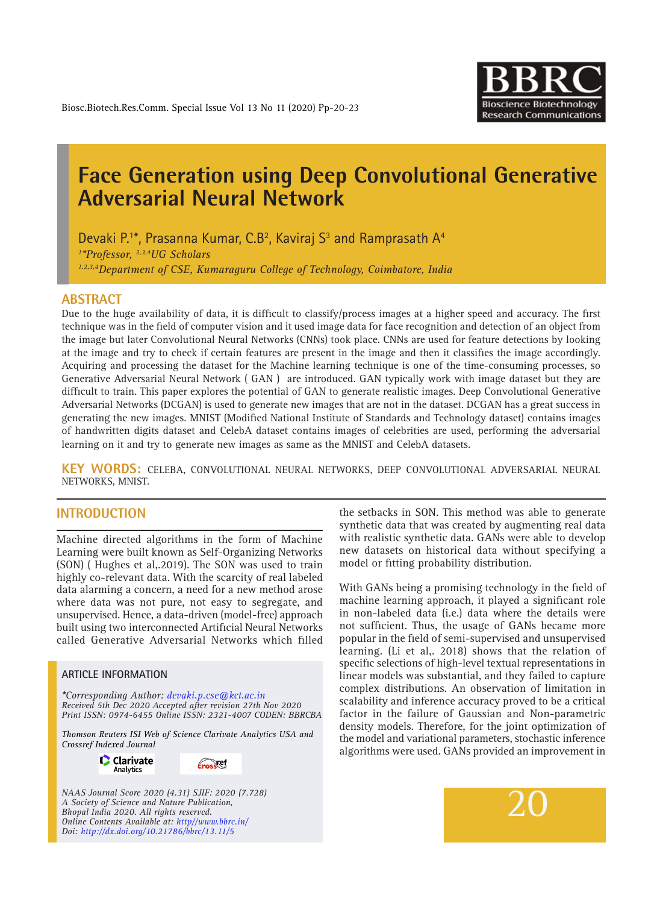# Face Generation using Deep Convolutional Generative Adversarial Neural Network

Devaki P.[1*], Prasanna Kumar, C.B[2], Kaviraj S[3] and Ramprasath A[4]

[1*]*Professor,* [2,3,4]*UG Scholars*

[1,2,3,4]*Department of CSE, Kumaraguru College of Technology, Coimbatore, India*

## ABSTRACT

Due to the huge availability of data, it is difficult to classify/process images at a higher speed and accuracy. The first technique was in the field of computer vision and it used image data for face recognition and detection of an object from the image but later Convolutional Neural Networks (CNNs) took place. CNNs are used for feature detections by looking at the image and try to check if certain features are present in the image and then it classifies the image accordingly. Acquiring and processing the dataset for the Machine learning technique is one of the time-consuming processes, so Generative Adversarial Neural Network ( GAN ) are introduced. GAN typically work with image dataset but they are difficult to train. This paper explores the potential of GAN to generate realistic images. Deep Convolutional Generative Adversarial Networks (DCGAN) is used to generate new images that are not in the dataset. DCGAN has a great success in generating the new images. MNIST (Modified National Institute of Standards and Technology dataset) contains images of handwritten digits dataset and CelebA dataset contains images of celebrities are used, performing the adversarial learning on it and try to generate new images as same as the MNIST and CelebA datasets.

**KEY WORDS:** CELEBA, CONVOLUTIONAL NEURAL NETWORKS, DEEP CONVOLUTIONAL ADVERSARIAL NEURAL NETWORKS, MNIST.

## INTRODUCTION

Machine directed algorithms in the form of Machine Learning were built known as Self-Organizing Networks (SON) ( Hughes et al,.2019). The SON was used to train highly co-relevant data. With the scarcity of real labeled data alarming a concern, a need for a new method arose where data was not pure, not easy to segregate, and unsupervised. Hence, a data-driven (model-free) approach built using two interconnected Artificial Neural Networks called Generative Adversarial Networks which filled the setbacks in SON. This method was able to generate synthetic data that was created by augmenting real data with realistic synthetic data. GANs were able to develop new datasets on historical data without specifying a model or fitting probability distribution.

With GANs being a promising technology in the field of machine learning approach, it played a significant role in non-labeled data (i.e.) data where the details were not sufficient. Thus, the usage of GANs became more popular in the field of semi-supervised and unsupervised learning. (Li et al,. 2018) shows that the relation of specific selections of high-level textual representations in linear models was substantial, and they failed to capture complex distributions. An observation of limitation in scalability and inference accuracy proved to be a critical factor in the failure of Gaussian and Non-parametric density models. Therefore, for the joint optimization of the model and variational parameters, stochastic inference algorithms were used. GANs provided an improvement in

### ARTICLE INFORMATION

*\*Corresponding Author: devaki.p.cse@kct.ac.in*
*Received 5th Dec 2020 Accepted after revision 27th Nov 2020*
*Print ISSN: 0974-6455 Online ISSN: 2321-4007 CODEN: BBRCBA*

*Thomson Reuters ISI Web of Science Clarivate Analytics USA and Crossref Indexed Journal*

*NAAS Journal Score 2020 (4.31) SJIF: 2020 (7.728)*
*A Society of Science and Nature Publication,*
*Bhopal India 2020. All rights reserved.*
*Online Contents Available at: http//www.bbrc.in/*
*Doi: http://dx.doi.org/10.21786/bbrc/13.11/5*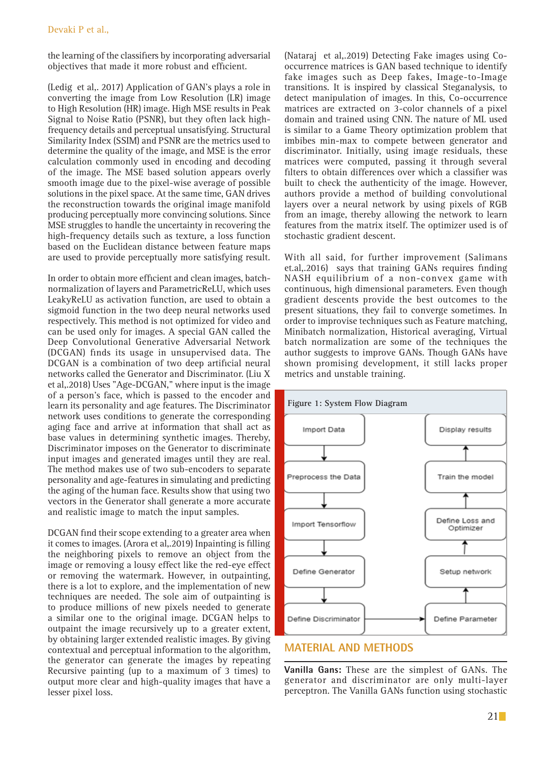the learning of the classifiers by incorporating adversarial objectives that made it more robust and efficient.

(Ledig et al,. 2017) Application of GAN's plays a role in converting the image from Low Resolution (LR) image to High Resolution (HR) image. High MSE results in Peak Signal to Noise Ratio (PSNR), but they often lack high-frequency details and perceptual unsatisfying. Structural Similarity Index (SSIM) and PSNR are the metrics used to determine the quality of the image, and MSE is the error calculation commonly used in encoding and decoding of the image. The MSE based solution appears overly smooth image due to the pixel-wise average of possible solutions in the pixel space. At the same time, GAN drives the reconstruction towards the original image manifold producing perceptually more convincing solutions. Since MSE struggles to handle the uncertainty in recovering the high-frequency details such as texture, a loss function based on the Euclidean distance between feature maps are used to provide perceptually more satisfying result.

In order to obtain more efficient and clean images, batch-normalization of layers and ParametricReLU, which uses LeakyReLU as activation function, are used to obtain a sigmoid function in the two deep neural networks used respectively. This method is not optimized for video and can be used only for images. A special GAN called the Deep Convolutional Generative Adversarial Network (DCGAN) finds its usage in unsupervised data. The DCGAN is a combination of two deep artificial neural networks called the Generator and Discriminator. (Liu X et al,.2018) Uses "Age-DCGAN," where input is the image of a person's face, which is passed to the encoder and learn its personality and age features. The Discriminator network uses conditions to generate the corresponding aging face and arrive at information that shall act as base values in determining synthetic images. Thereby, Discriminator imposes on the Generator to discriminate input images and generated images until they are real. The method makes use of two sub-encoders to separate personality and age-features in simulating and predicting the aging of the human face. Results show that using two vectors in the Generator shall generate a more accurate and realistic image to match the input samples.

DCGAN find their scope extending to a greater area when it comes to images. (Arora et al,.2019) Inpainting is filling the neighboring pixels to remove an object from the image or removing a lousy effect like the red-eye effect or removing the watermark. However, in outpainting, there is a lot to explore, and the implementation of new techniques are needed. The sole aim of outpainting is to produce millions of new pixels needed to generate a similar one to the original image. DCGAN helps to outpaint the image recursively up to a greater extent, by obtaining larger extended realistic images. By giving contextual and perceptual information to the algorithm, the generator can generate the images by repeating Recursive painting (up to a maximum of 3 times) to output more clear and high-quality images that have a lesser pixel loss.

(Nataraj et al,.2019) Detecting Fake images using Co-occurrence matrices is GAN based technique to identify fake images such as Deep fakes, Image-to-Image transitions. It is inspired by classical Steganalysis, to detect manipulation of images. In this, Co-occurrence matrices are extracted on 3-color channels of a pixel domain and trained using CNN. The nature of ML used is similar to a Game Theory optimization problem that imbibes min-max to compete between generator and discriminator. Initially, using image residuals, these matrices were computed, passing it through several filters to obtain differences over which a classifier was built to check the authenticity of the image. However, authors provide a method of building convolutional layers over a neural network by using pixels of RGB from an image, thereby allowing the network to learn features from the matrix itself. The optimizer used is of stochastic gradient descent.

With all said, for further improvement (Salimans et.al,.2016) says that training GANs requires finding NASH equilibrium of a non-convex game with continuous, high dimensional parameters. Even though gradient descents provide the best outcomes to the present situations, they fail to converge sometimes. In order to improvise techniques such as Feature matching, Minibatch normalization, Historical averaging, Virtual batch normalization are some of the techniques the author suggests to improve GANs. Though GANs have shown promising development, it still lacks proper metrics and unstable training.

Figure 1: System Flow Diagram

## MATERIAL AND METHODS

**Vanilla Gans:** These are the simplest of GANs. The generator and discriminator are only multi-layer perceptron. The Vanilla GANs function using stochastic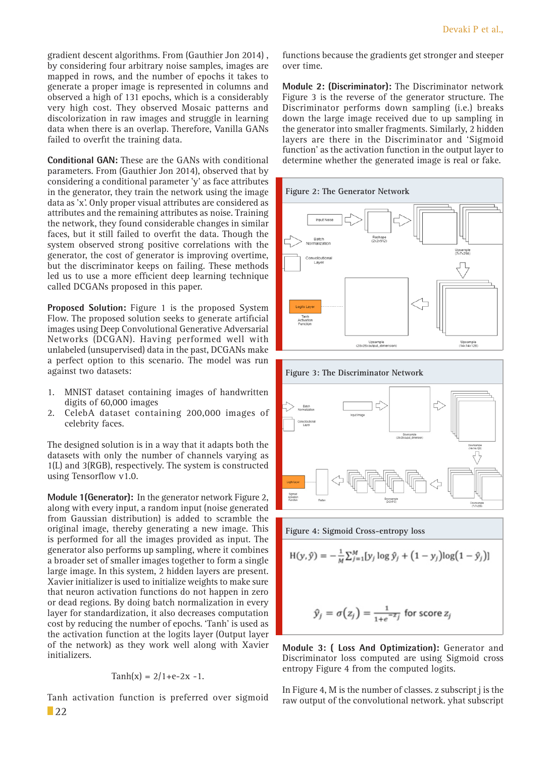gradient descent algorithms. From (Gauthier Jon 2014) , by considering four arbitrary noise samples, images are mapped in rows, and the number of epochs it takes to generate a proper image is represented in columns and observed a high of 131 epochs, which is a considerably very high cost. They observed Mosaic patterns and discolorization in raw images and struggle in learning data when there is an overlap. Therefore, Vanilla GANs failed to overfit the training data.

**Conditional GAN:** These are the GANs with conditional parameters. From (Gauthier Jon 2014), observed that by considering a conditional parameter 'y' as face attributes in the generator, they train the network using the image data as 'x'. Only proper visual attributes are considered as attributes and the remaining attributes as noise. Training the network, they found considerable changes in similar faces, but it still failed to overfit the data. Though the system observed strong positive correlations with the generator, the cost of generator is improving overtime, but the discriminator keeps on failing. These methods led us to use a more efficient deep learning technique called DCGANs proposed in this paper.

**Proposed Solution:** Figure 1 is the proposed System Flow. The proposed solution seeks to generate artificial images using Deep Convolutional Generative Adversarial Networks (DCGAN). Having performed well with unlabeled (unsupervised) data in the past, DCGANs make a perfect option to this scenario. The model was run against two datasets:

1. MNIST dataset containing images of handwritten digits of 60,000 images
2. CelebA dataset containing 200,000 images of celebrity faces.

The designed solution is in a way that it adapts both the datasets with only the number of channels varying as 1(L) and 3(RGB), respectively. The system is constructed using Tensorflow v1.0.

**Module 1(Generator):** In the generator network Figure 2, along with every input, a random input (noise generated from Gaussian distribution) is added to scramble the original image, thereby generating a new image. This is performed for all the images provided as input. This generator also performs up sampling, where it combines a broader set of smaller images together to form a single large image. In this system, 2 hidden layers are present. Xavier initializer is used to initialize weights to make sure that neuron activation functions do not happen in zero or dead regions. By doing batch normalization in every layer for standardization, it also decreases computation cost by reducing the number of epochs. 'Tanh' is used as the activation function at the logits layer (Output layer of the network) as they work well along with Xavier initializers.

$$\text{Tanh}(x) = 2/1+e\text{-}2x\ \text{-}1.$$

Tanh activation function is preferred over sigmoid functions because the gradients get stronger and steeper over time.

**Module 2: (Discriminator):** The Discriminator network Figure 3 is the reverse of the generator structure. The Discriminator performs down sampling (i.e.) breaks down the large image received due to up sampling in the generator into smaller fragments. Similarly, 2 hidden layers are there in the Discriminator and 'Sigmoid function' as the activation function in the output layer to determine whether the generated image is real or fake.

Figure 2: The Generator Network

Input Noise; Reshape (2x2x512); Batch Normalization; Convolutional Layer; Upsample (7x7x256); Logits Layer; Tanh Activation Function; Upsample (28x28xoutput_dimension); Upsample (14x14x128)

Figure 3: The Discriminator Network

Batch Normalization; Convolutional Layer; Input Image; Downsample (28x28xoutput_dimension); Downsample (14x14x128); Logits Layer; Sigmoid Activation Function; Flatten; Downsample (2x2x512); Downsample (7x7x256)

Figure 4: Sigmoid Cross-entropy loss

$$H(y,\hat{y}) = -\frac{1}{M}\sum_{j=1}^{M}[y_j \log \hat{y}_j + (1-y_j)\log(1-\hat{y}_j)]$$

$$\hat{y}_j = \sigma(z_j) = \frac{1}{1+e^{-z_j}} \text{ for score } z_j$$

**Module 3: ( Loss And Optimization):** Generator and Discriminator loss computed are using Sigmoid cross entropy Figure 4 from the computed logits.

In Figure 4, M is the number of classes. z subscript j is the raw output of the convolutional network. yhat subscript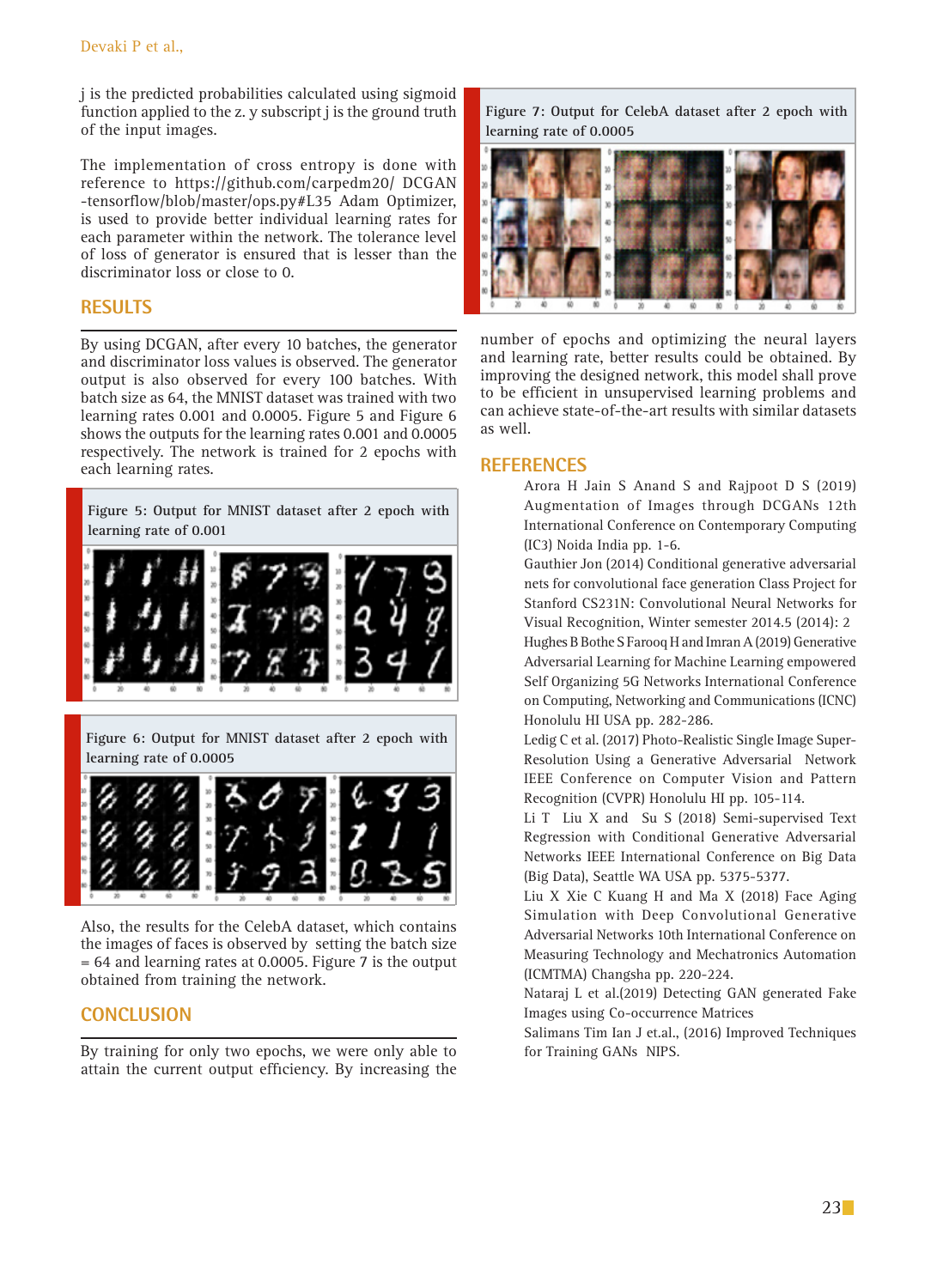j is the predicted probabilities calculated using sigmoid function applied to the z. y subscript j is the ground truth of the input images.

The implementation of cross entropy is done with reference to https://github.com/carpedm20/ DCGAN -tensorflow/blob/master/ops.py#L35 Adam Optimizer, is used to provide better individual learning rates for each parameter within the network. The tolerance level of loss of generator is ensured that is lesser than the discriminator loss or close to 0.

## RESULTS

By using DCGAN, after every 10 batches, the generator and discriminator loss values is observed. The generator output is also observed for every 100 batches. With batch size as 64, the MNIST dataset was trained with two learning rates 0.001 and 0.0005. Figure 5 and Figure 6 shows the outputs for the learning rates 0.001 and 0.0005 respectively. The network is trained for 2 epochs with each learning rates.

Figure 5: Output for MNIST dataset after 2 epoch with learning rate of 0.001

Figure 6: Output for MNIST dataset after 2 epoch with learning rate of 0.0005

Also, the results for the CelebA dataset, which contains the images of faces is observed by setting the batch size = 64 and learning rates at 0.0005. Figure 7 is the output obtained from training the network.

Figure 7: Output for CelebA dataset after 2 epoch with learning rate of 0.0005

## CONCLUSION

By training for only two epochs, we were only able to attain the current output efficiency. By increasing the number of epochs and optimizing the neural layers and learning rate, better results could be obtained. By improving the designed network, this model shall prove to be efficient in unsupervised learning problems and can achieve state-of-the-art results with similar datasets as well.

## REFERENCES

Arora H Jain S Anand S and Rajpoot D S (2019) Augmentation of Images through DCGANs 12th International Conference on Contemporary Computing (IC3) Noida India pp. 1-6.

Gauthier Jon (2014) Conditional generative adversarial nets for convolutional face generation Class Project for Stanford CS231N: Convolutional Neural Networks for Visual Recognition, Winter semester 2014.5 (2014): 2

Hughes B Bothe S Farooq H and Imran A (2019) Generative Adversarial Learning for Machine Learning empowered Self Organizing 5G Networks International Conference on Computing, Networking and Communications (ICNC) Honolulu HI USA pp. 282-286.

Ledig C et al. (2017) Photo-Realistic Single Image Super-Resolution Using a Generative Adversarial Network IEEE Conference on Computer Vision and Pattern Recognition (CVPR) Honolulu HI pp. 105-114.

Li T Liu X and Su S (2018) Semi-supervised Text Regression with Conditional Generative Adversarial Networks IEEE International Conference on Big Data (Big Data), Seattle WA USA pp. 5375-5377.

Liu X Xie C Kuang H and Ma X (2018) Face Aging Simulation with Deep Convolutional Generative Adversarial Networks 10th International Conference on Measuring Technology and Mechatronics Automation (ICMTMA) Changsha pp. 220-224.

Nataraj L et al.(2019) Detecting GAN generated Fake Images using Co-occurrence Matrices

Salimans Tim Ian J et.al., (2016) Improved Techniques for Training GANs NIPS.